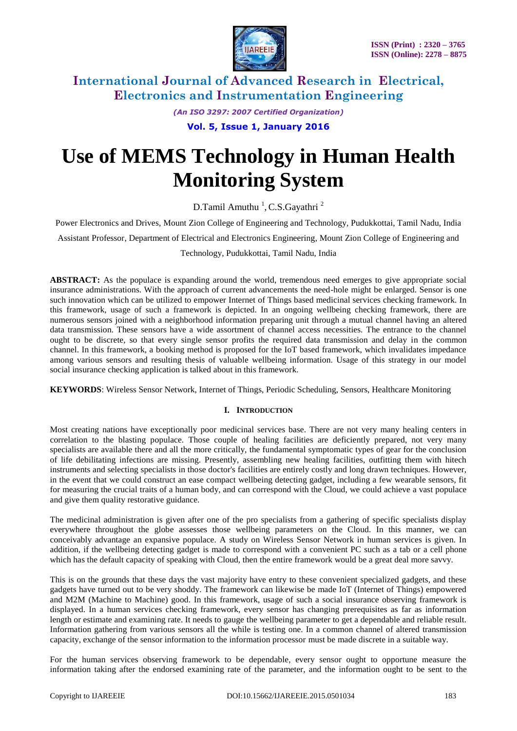# International Journal of Advanced Research in Electrical, Electronics and Instrumentation Engineering

*(An ISO 3297: 2007 Certified Organization)*

**Vol. 5, Issue 1, January 2016**

# Use of MEMS Technology in Human Health Monitoring System

D.Tamil Amuthu [1], C.S.Gayathri [2]

Power Electronics and Drives, Mount Zion College of Engineering and Technology, Pudukkottai, Tamil Nadu, India

Assistant Professor, Department of Electrical and Electronics Engineering, Mount Zion College of Engineering and Technology, Pudukkottai, Tamil Nadu, India

**ABSTRACT:** As the populace is expanding around the world, tremendous need emerges to give appropriate social insurance administrations. With the approach of current advancements the need-hole might be enlarged. Sensor is one such innovation which can be utilized to empower Internet of Things based medicinal services checking framework. In this framework, usage of such a framework is depicted. In an ongoing wellbeing checking framework, there are numerous sensors joined with a neighborhood information preparing unit through a mutual channel having an altered data transmission. These sensors have a wide assortment of channel access necessities. The entrance to the channel ought to be discrete, so that every single sensor profits the required data transmission and delay in the common channel. In this framework, a booking method is proposed for the IoT based framework, which invalidates impedance among various sensors and resulting thesis of valuable wellbeing information. Usage of this strategy in our model social insurance checking application is talked about in this framework.

**KEYWORDS**: Wireless Sensor Network, Internet of Things, Periodic Scheduling, Sensors, Healthcare Monitoring

## I. INTRODUCTION

Most creating nations have exceptionally poor medicinal services base. There are not very many healing centers in correlation to the blasting populace. Those couple of healing facilities are deficiently prepared, not very many specialists are available there and all the more critically, the fundamental symptomatic types of gear for the conclusion of life debilitating infections are missing. Presently, assembling new healing facilities, outfitting them with hitech instruments and selecting specialists in those doctor's facilities are entirely costly and long drawn techniques. However, in the event that we could construct an ease compact wellbeing detecting gadget, including a few wearable sensors, fit for measuring the crucial traits of a human body, and can correspond with the Cloud, we could achieve a vast populace and give them quality restorative guidance.

The medicinal administration is given after one of the pro specialists from a gathering of specific specialists display everywhere throughout the globe assesses those wellbeing parameters on the Cloud. In this manner, we can conceivably advantage an expansive populace. A study on Wireless Sensor Network in human services is given. In addition, if the wellbeing detecting gadget is made to correspond with a convenient PC such as a tab or a cell phone which has the default capacity of speaking with Cloud, then the entire framework would be a great deal more savvy.

This is on the grounds that these days the vast majority have entry to these convenient specialized gadgets, and these gadgets have turned out to be very shoddy. The framework can likewise be made IoT (Internet of Things) empowered and M2M (Machine to Machine) good. In this framework, usage of such a social insurance observing framework is displayed. In a human services checking framework, every sensor has changing prerequisites as far as information length or estimate and examining rate. It needs to gauge the wellbeing parameter to get a dependable and reliable result. Information gathering from various sensors all the while is testing one. In a common channel of altered transmission capacity, exchange of the sensor information to the information processor must be made discrete in a suitable way.

For the human services observing framework to be dependable, every sensor ought to opportune measure the information taking after the endorsed examining rate of the parameter, and the information ought to be sent to the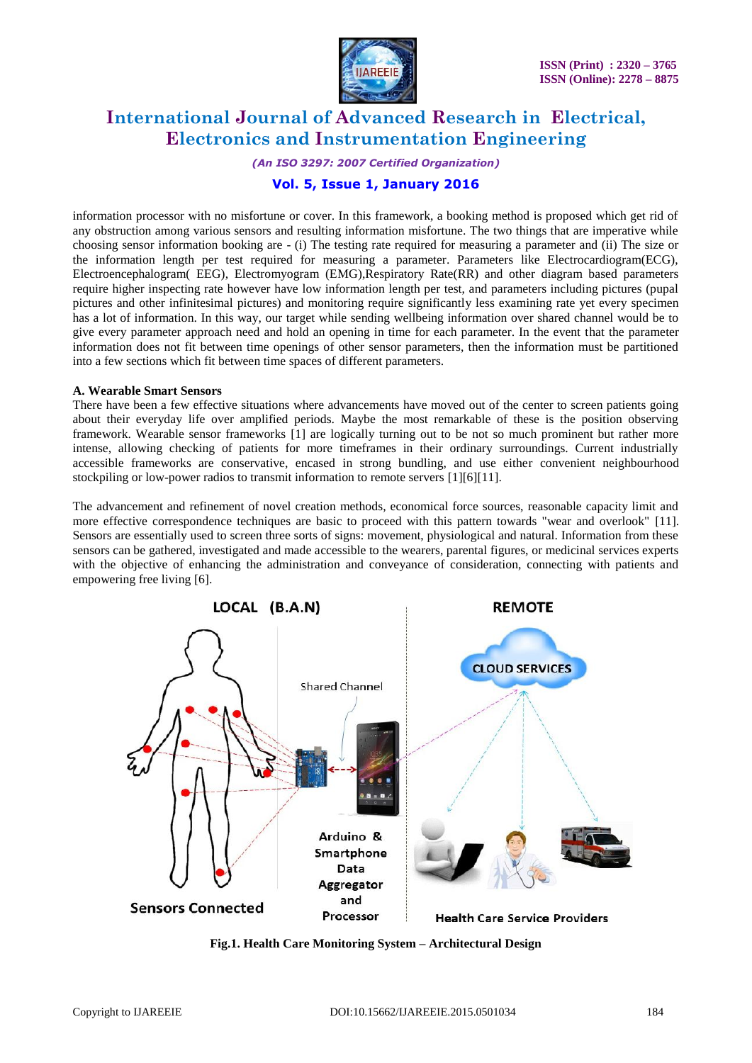information processor with no misfortune or cover. In this framework, a booking method is proposed which get rid of any obstruction among various sensors and resulting information misfortune. The two things that are imperative while choosing sensor information booking are - (i) The testing rate required for measuring a parameter and (ii) The size or the information length per test required for measuring a parameter. Parameters like Electrocardiogram(ECG), Electroencephalogram( EEG), Electromyogram (EMG),Respiratory Rate(RR) and other diagram based parameters require higher inspecting rate however have low information length per test, and parameters including pictures (pupal pictures and other infinitesimal pictures) and monitoring require significantly less examining rate yet every specimen has a lot of information. In this way, our target while sending wellbeing information over shared channel would be to give every parameter approach need and hold an opening in time for each parameter. In the event that the parameter information does not fit between time openings of other sensor parameters, then the information must be partitioned into a few sections which fit between time spaces of different parameters.

### A. Wearable Smart Sensors

There have been a few effective situations where advancements have moved out of the center to screen patients going about their everyday life over amplified periods. Maybe the most remarkable of these is the position observing framework. Wearable sensor frameworks [1] are logically turning out to be not so much prominent but rather more intense, allowing checking of patients for more timeframes in their ordinary surroundings. Current industrially accessible frameworks are conservative, encased in strong bundling, and use either convenient neighbourhood stockpiling or low-power radios to transmit information to remote servers [1][6][11].

The advancement and refinement of novel creation methods, economical force sources, reasonable capacity limit and more effective correspondence techniques are basic to proceed with this pattern towards "wear and overlook" [11]. Sensors are essentially used to screen three sorts of signs: movement, physiological and natural. Information from these sensors can be gathered, investigated and made accessible to the wearers, parental figures, or medicinal services experts with the objective of enhancing the administration and conveyance of consideration, connecting with patients and empowering free living [6].

LOCAL (B.A.N) | REMOTE

Shared Channel | CLOUD SERVICES

Sensors Connected | Arduino & Smartphone Data Aggregator and Processor | Health Care Service Providers

**Fig.1. Health Care Monitoring System – Architectural Design**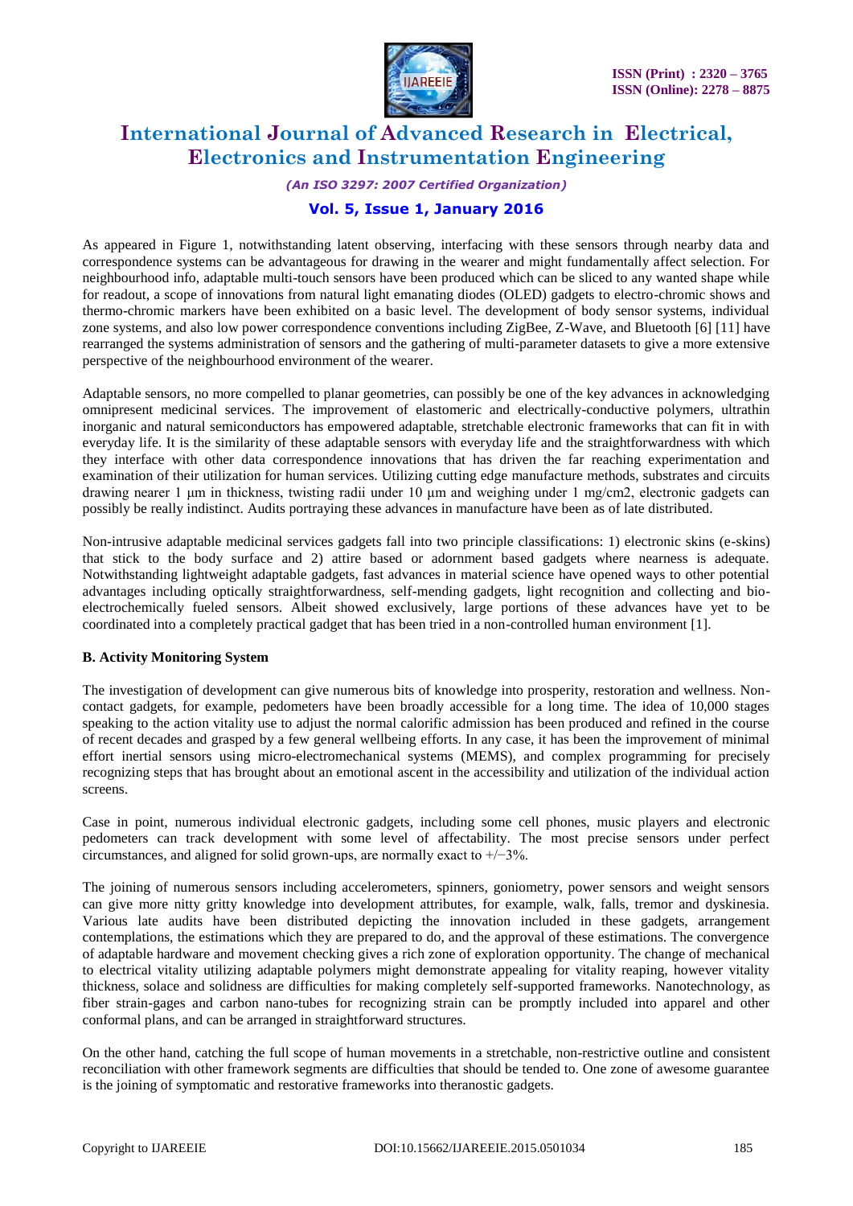As appeared in Figure 1, notwithstanding latent observing, interfacing with these sensors through nearby data and correspondence systems can be advantageous for drawing in the wearer and might fundamentally affect selection. For neighbourhood info, adaptable multi-touch sensors have been produced which can be sliced to any wanted shape while for readout, a scope of innovations from natural light emanating diodes (OLED) gadgets to electro-chromic shows and thermo-chromic markers have been exhibited on a basic level. The development of body sensor systems, individual zone systems, and also low power correspondence conventions including ZigBee, Z-Wave, and Bluetooth [6] [11] have rearranged the systems administration of sensors and the gathering of multi-parameter datasets to give a more extensive perspective of the neighbourhood environment of the wearer.

Adaptable sensors, no more compelled to planar geometries, can possibly be one of the key advances in acknowledging omnipresent medicinal services. The improvement of elastomeric and electrically-conductive polymers, ultrathin inorganic and natural semiconductors has empowered adaptable, stretchable electronic frameworks that can fit in with everyday life. It is the similarity of these adaptable sensors with everyday life and the straightforwardness with which they interface with other data correspondence innovations that has driven the far reaching experimentation and examination of their utilization for human services. Utilizing cutting edge manufacture methods, substrates and circuits drawing nearer 1 μm in thickness, twisting radii under 10 μm and weighing under 1 mg/cm2, electronic gadgets can possibly be really indistinct. Audits portraying these advances in manufacture have been as of late distributed.

Non-intrusive adaptable medicinal services gadgets fall into two principle classifications: 1) electronic skins (e-skins) that stick to the body surface and 2) attire based or adornment based gadgets where nearness is adequate. Notwithstanding lightweight adaptable gadgets, fast advances in material science have opened ways to other potential advantages including optically straightforwardness, self-mending gadgets, light recognition and collecting and bio-electrochemically fueled sensors. Albeit showed exclusively, large portions of these advances have yet to be coordinated into a completely practical gadget that has been tried in a non-controlled human environment [1].

**B. Activity Monitoring System**

The investigation of development can give numerous bits of knowledge into prosperity, restoration and wellness. Non-contact gadgets, for example, pedometers have been broadly accessible for a long time. The idea of 10,000 stages speaking to the action vitality use to adjust the normal calorific admission has been produced and refined in the course of recent decades and grasped by a few general wellbeing efforts. In any case, it has been the improvement of minimal effort inertial sensors using micro-electromechanical systems (MEMS), and complex programming for precisely recognizing steps that has brought about an emotional ascent in the accessibility and utilization of the individual action screens.

Case in point, numerous individual electronic gadgets, including some cell phones, music players and electronic pedometers can track development with some level of affectability. The most precise sensors under perfect circumstances, and aligned for solid grown-ups, are normally exact to +/−3%.

The joining of numerous sensors including accelerometers, spinners, goniometry, power sensors and weight sensors can give more nitty gritty knowledge into development attributes, for example, walk, falls, tremor and dyskinesia. Various late audits have been distributed depicting the innovation included in these gadgets, arrangement contemplations, the estimations which they are prepared to do, and the approval of these estimations. The convergence of adaptable hardware and movement checking gives a rich zone of exploration opportunity. The change of mechanical to electrical vitality utilizing adaptable polymers might demonstrate appealing for vitality reaping, however vitality thickness, solace and solidness are difficulties for making completely self-supported frameworks. Nanotechnology, as fiber strain-gages and carbon nano-tubes for recognizing strain can be promptly included into apparel and other conformal plans, and can be arranged in straightforward structures.

On the other hand, catching the full scope of human movements in a stretchable, non-restrictive outline and consistent reconciliation with other framework segments are difficulties that should be tended to. One zone of awesome guarantee is the joining of symptomatic and restorative frameworks into theranostic gadgets.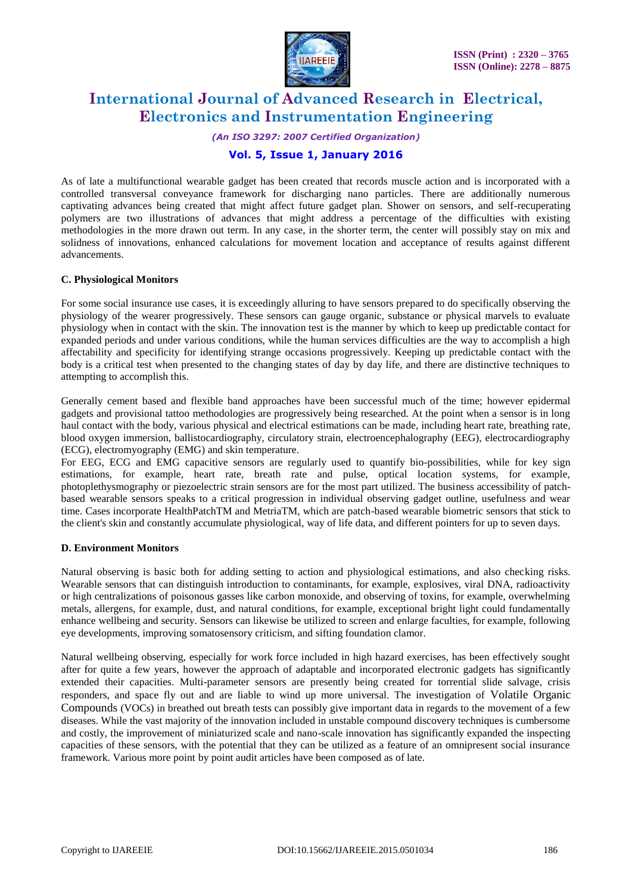As of late a multifunctional wearable gadget has been created that records muscle action and is incorporated with a controlled transversal conveyance framework for discharging nano particles. There are additionally numerous captivating advances being created that might affect future gadget plan. Shower on sensors, and self-recuperating polymers are two illustrations of advances that might address a percentage of the difficulties with existing methodologies in the more drawn out term. In any case, in the shorter term, the center will possibly stay on mix and solidness of innovations, enhanced calculations for movement location and acceptance of results against different advancements.

### C. Physiological Monitors

For some social insurance use cases, it is exceedingly alluring to have sensors prepared to do specifically observing the physiology of the wearer progressively. These sensors can gauge organic, substance or physical marvels to evaluate physiology when in contact with the skin. The innovation test is the manner by which to keep up predictable contact for expanded periods and under various conditions, while the human services difficulties are the way to accomplish a high affectability and specificity for identifying strange occasions progressively. Keeping up predictable contact with the body is a critical test when presented to the changing states of day by day life, and there are distinctive techniques to attempting to accomplish this.

Generally cement based and flexible band approaches have been successful much of the time; however epidermal gadgets and provisional tattoo methodologies are progressively being researched. At the point when a sensor is in long haul contact with the body, various physical and electrical estimations can be made, including heart rate, breathing rate, blood oxygen immersion, ballistocardiography, circulatory strain, electroencephalography (EEG), electrocardiography (ECG), electromyography (EMG) and skin temperature.

For EEG, ECG and EMG capacitive sensors are regularly used to quantify bio-possibilities, while for key sign estimations, for example, heart rate, breath rate and pulse, optical location systems, for example, photoplethysmography or piezoelectric strain sensors are for the most part utilized. The business accessibility of patch-based wearable sensors speaks to a critical progression in individual observing gadget outline, usefulness and wear time. Cases incorporate HealthPatchTM and MetriaTM, which are patch-based wearable biometric sensors that stick to the client's skin and constantly accumulate physiological, way of life data, and different pointers for up to seven days.

### D. Environment Monitors

Natural observing is basic both for adding setting to action and physiological estimations, and also checking risks. Wearable sensors that can distinguish introduction to contaminants, for example, explosives, viral DNA, radioactivity or high centralizations of poisonous gasses like carbon monoxide, and observing of toxins, for example, overwhelming metals, allergens, for example, dust, and natural conditions, for example, exceptional bright light could fundamentally enhance wellbeing and security. Sensors can likewise be utilized to screen and enlarge faculties, for example, following eye developments, improving somatosensory criticism, and sifting foundation clamor.

Natural wellbeing observing, especially for work force included in high hazard exercises, has been effectively sought after for quite a few years, however the approach of adaptable and incorporated electronic gadgets has significantly extended their capacities. Multi-parameter sensors are presently being created for torrential slide salvage, crisis responders, and space fly out and are liable to wind up more universal. The investigation of Volatile Organic Compounds (VOCs) in breathed out breath tests can possibly give important data in regards to the movement of a few diseases. While the vast majority of the innovation included in unstable compound discovery techniques is cumbersome and costly, the improvement of miniaturized scale and nano-scale innovation has significantly expanded the inspecting capacities of these sensors, with the potential that they can be utilized as a feature of an omnipresent social insurance framework. Various more point by point audit articles have been composed as of late.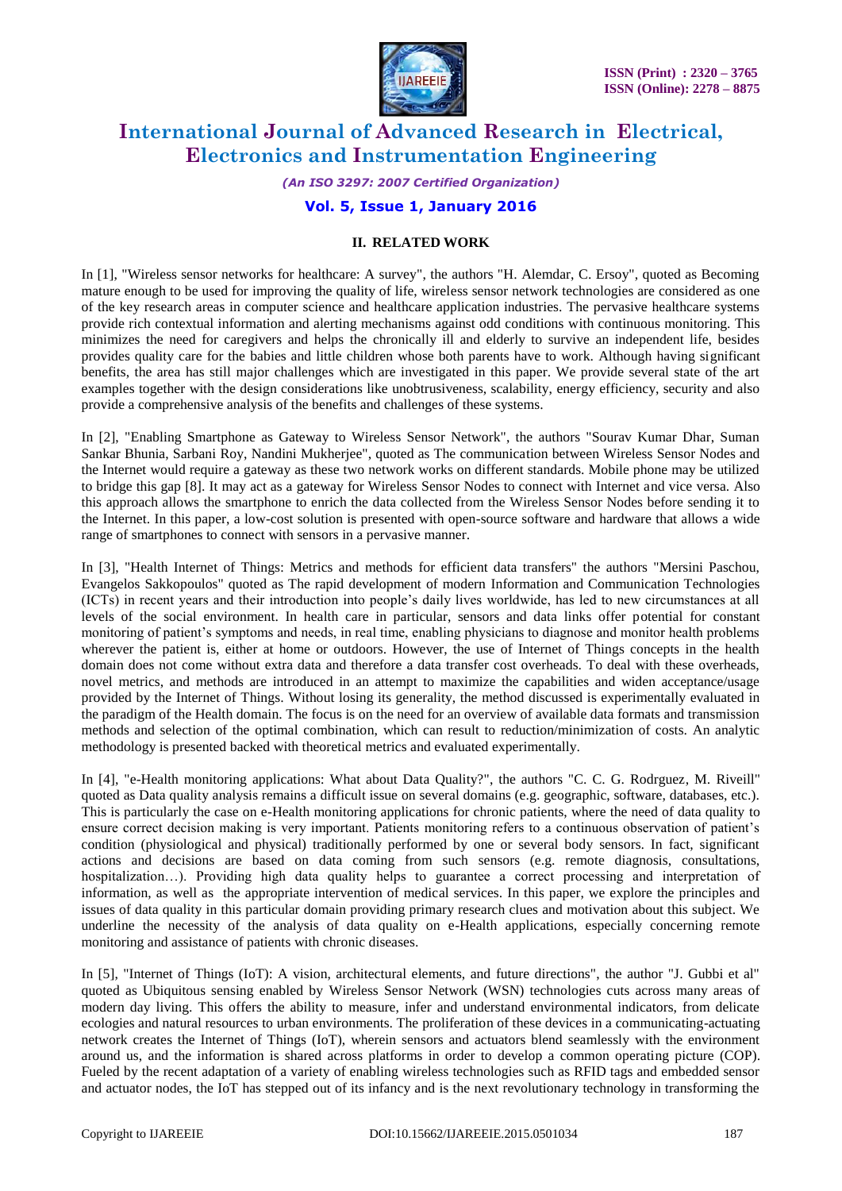## II. RELATED WORK

In [1], "Wireless sensor networks for healthcare: A survey", the authors "H. Alemdar, C. Ersoy", quoted as Becoming mature enough to be used for improving the quality of life, wireless sensor network technologies are considered as one of the key research areas in computer science and healthcare application industries. The pervasive healthcare systems provide rich contextual information and alerting mechanisms against odd conditions with continuous monitoring. This minimizes the need for caregivers and helps the chronically ill and elderly to survive an independent life, besides provides quality care for the babies and little children whose both parents have to work. Although having significant benefits, the area has still major challenges which are investigated in this paper. We provide several state of the art examples together with the design considerations like unobtrusiveness, scalability, energy efficiency, security and also provide a comprehensive analysis of the benefits and challenges of these systems.

In [2], "Enabling Smartphone as Gateway to Wireless Sensor Network", the authors "Sourav Kumar Dhar, Suman Sankar Bhunia, Sarbani Roy, Nandini Mukherjee", quoted as The communication between Wireless Sensor Nodes and the Internet would require a gateway as these two network works on different standards. Mobile phone may be utilized to bridge this gap [8]. It may act as a gateway for Wireless Sensor Nodes to connect with Internet and vice versa. Also this approach allows the smartphone to enrich the data collected from the Wireless Sensor Nodes before sending it to the Internet. In this paper, a low-cost solution is presented with open-source software and hardware that allows a wide range of smartphones to connect with sensors in a pervasive manner.

In [3], "Health Internet of Things: Metrics and methods for efficient data transfers" the authors "Mersini Paschou, Evangelos Sakkopoulos" quoted as The rapid development of modern Information and Communication Technologies (ICTs) in recent years and their introduction into people's daily lives worldwide, has led to new circumstances at all levels of the social environment. In health care in particular, sensors and data links offer potential for constant monitoring of patient's symptoms and needs, in real time, enabling physicians to diagnose and monitor health problems wherever the patient is, either at home or outdoors. However, the use of Internet of Things concepts in the health domain does not come without extra data and therefore a data transfer cost overheads. To deal with these overheads, novel metrics, and methods are introduced in an attempt to maximize the capabilities and widen acceptance/usage provided by the Internet of Things. Without losing its generality, the method discussed is experimentally evaluated in the paradigm of the Health domain. The focus is on the need for an overview of available data formats and transmission methods and selection of the optimal combination, which can result to reduction/minimization of costs. An analytic methodology is presented backed with theoretical metrics and evaluated experimentally.

In [4], "e-Health monitoring applications: What about Data Quality?", the authors "C. C. G. Rodrguez, M. Riveill" quoted as Data quality analysis remains a difficult issue on several domains (e.g. geographic, software, databases, etc.). This is particularly the case on e-Health monitoring applications for chronic patients, where the need of data quality to ensure correct decision making is very important. Patients monitoring refers to a continuous observation of patient's condition (physiological and physical) traditionally performed by one or several body sensors. In fact, significant actions and decisions are based on data coming from such sensors (e.g. remote diagnosis, consultations, hospitalization…). Providing high data quality helps to guarantee a correct processing and interpretation of information, as well as the appropriate intervention of medical services. In this paper, we explore the principles and issues of data quality in this particular domain providing primary research clues and motivation about this subject. We underline the necessity of the analysis of data quality on e-Health applications, especially concerning remote monitoring and assistance of patients with chronic diseases.

In [5], "Internet of Things (IoT): A vision, architectural elements, and future directions", the author "J. Gubbi et al" quoted as Ubiquitous sensing enabled by Wireless Sensor Network (WSN) technologies cuts across many areas of modern day living. This offers the ability to measure, infer and understand environmental indicators, from delicate ecologies and natural resources to urban environments. The proliferation of these devices in a communicating-actuating network creates the Internet of Things (IoT), wherein sensors and actuators blend seamlessly with the environment around us, and the information is shared across platforms in order to develop a common operating picture (COP). Fueled by the recent adaptation of a variety of enabling wireless technologies such as RFID tags and embedded sensor and actuator nodes, the IoT has stepped out of its infancy and is the next revolutionary technology in transforming the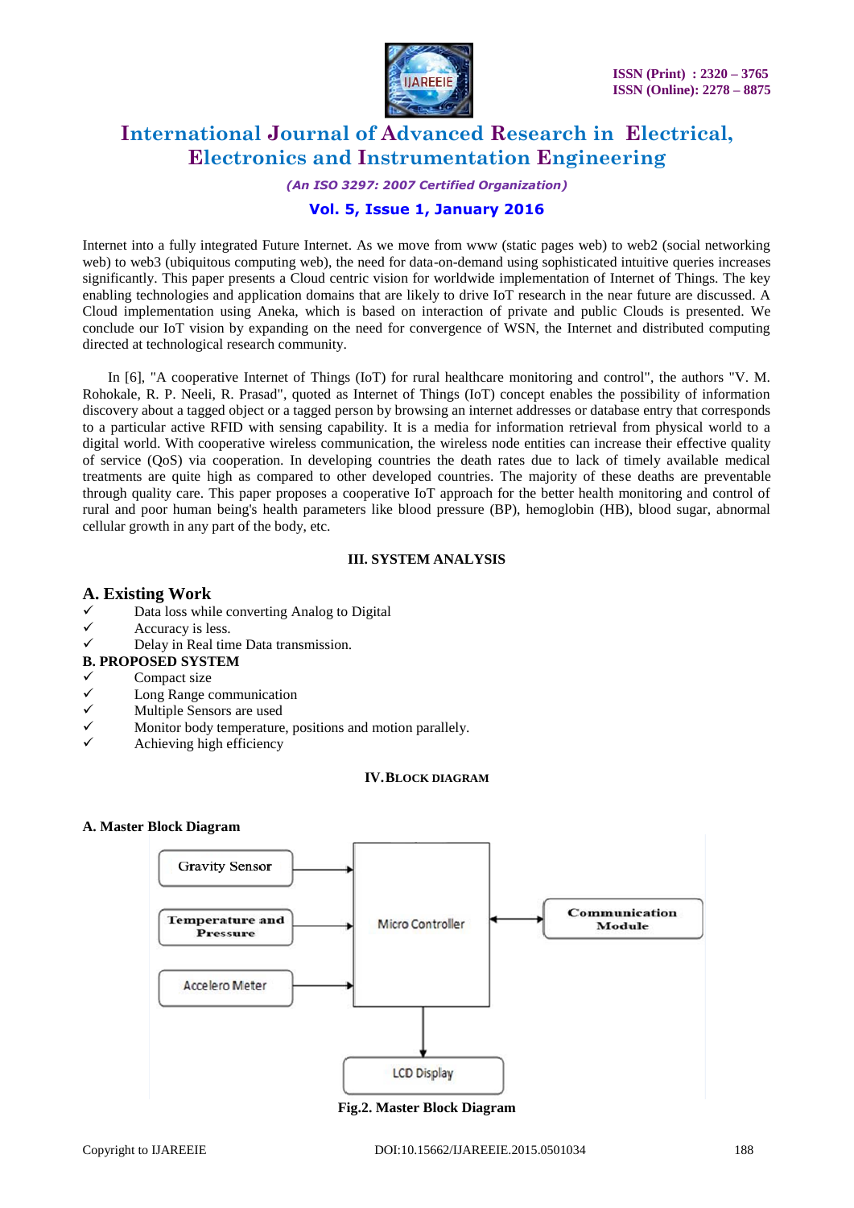Internet into a fully integrated Future Internet. As we move from www (static pages web) to web2 (social networking web) to web3 (ubiquitous computing web), the need for data-on-demand using sophisticated intuitive queries increases significantly. This paper presents a Cloud centric vision for worldwide implementation of Internet of Things. The key enabling technologies and application domains that are likely to drive IoT research in the near future are discussed. A Cloud implementation using Aneka, which is based on interaction of private and public Clouds is presented. We conclude our IoT vision by expanding on the need for convergence of WSN, the Internet and distributed computing directed at technological research community.

In [6], "A cooperative Internet of Things (IoT) for rural healthcare monitoring and control", the authors "V. M. Rohokale, R. P. Neeli, R. Prasad", quoted as Internet of Things (IoT) concept enables the possibility of information discovery about a tagged object or a tagged person by browsing an internet addresses or database entry that corresponds to a particular active RFID with sensing capability. It is a media for information retrieval from physical world to a digital world. With cooperative wireless communication, the wireless node entities can increase their effective quality of service (QoS) via cooperation. In developing countries the death rates due to lack of timely available medical treatments are quite high as compared to other developed countries. The majority of these deaths are preventable through quality care. This paper proposes a cooperative IoT approach for the better health monitoring and control of rural and poor human being's health parameters like blood pressure (BP), hemoglobin (HB), blood sugar, abnormal cellular growth in any part of the body, etc.

## III. SYSTEM ANALYSIS

### A. Existing Work

- ✓ Data loss while converting Analog to Digital
- ✓ Accuracy is less.
- ✓ Delay in Real time Data transmission.

### B. PROPOSED SYSTEM

- ✓ Compact size
- ✓ Long Range communication
- ✓ Multiple Sensors are used
- ✓ Monitor body temperature, positions and motion parallely.
- ✓ Achieving high efficiency

## IV. BLOCK DIAGRAM

### A. Master Block Diagram

Gravity Sensor → Micro Controller
Temperature and Pressure → Micro Controller
Accelero Meter → Micro Controller
Micro Controller ↔ Communication Module
Micro Controller → LCD Display

**Fig.2. Master Block Diagram**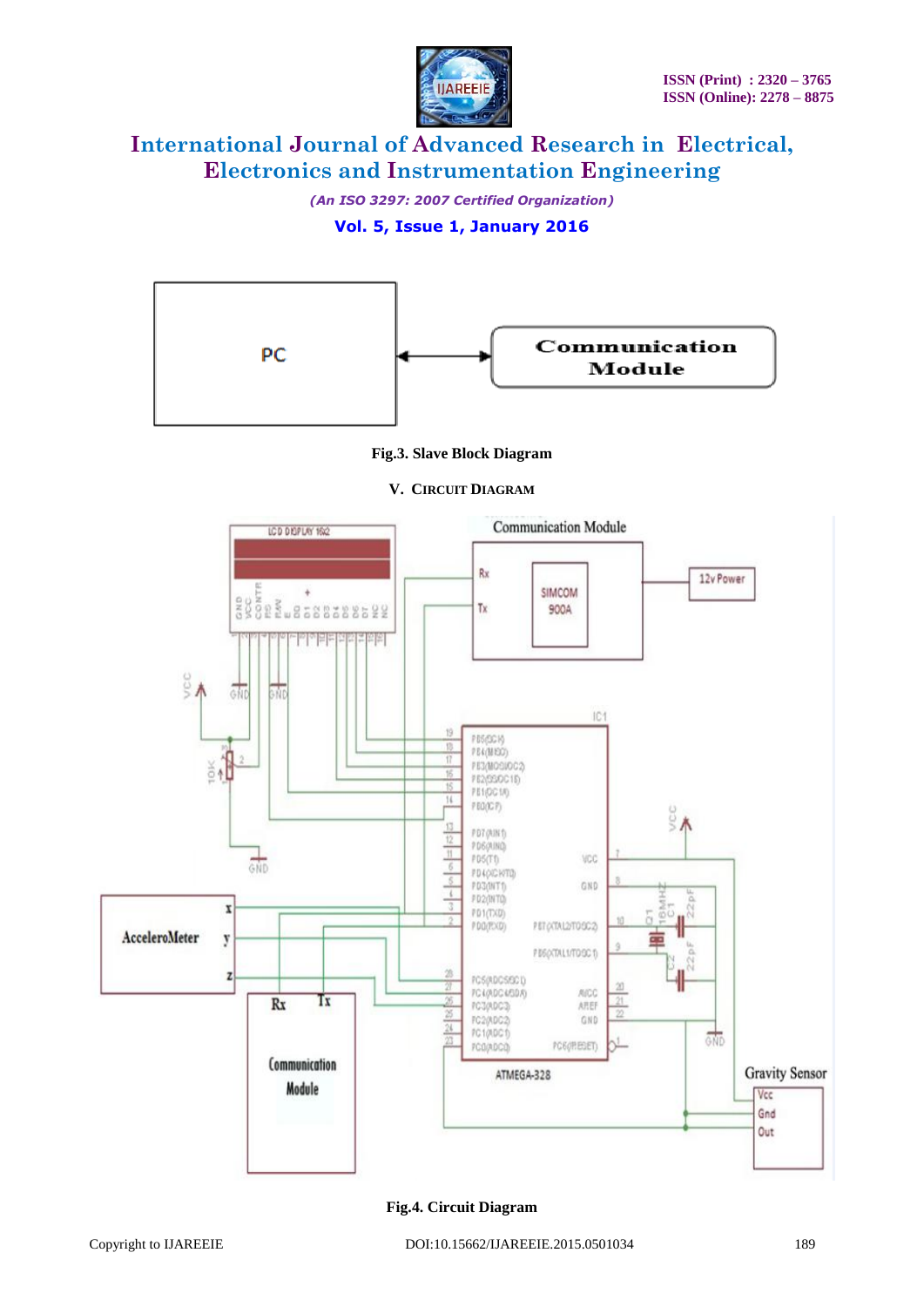Fig.3. Slave Block Diagram

## V. CIRCUIT DIAGRAM

Fig.4. Circuit Diagram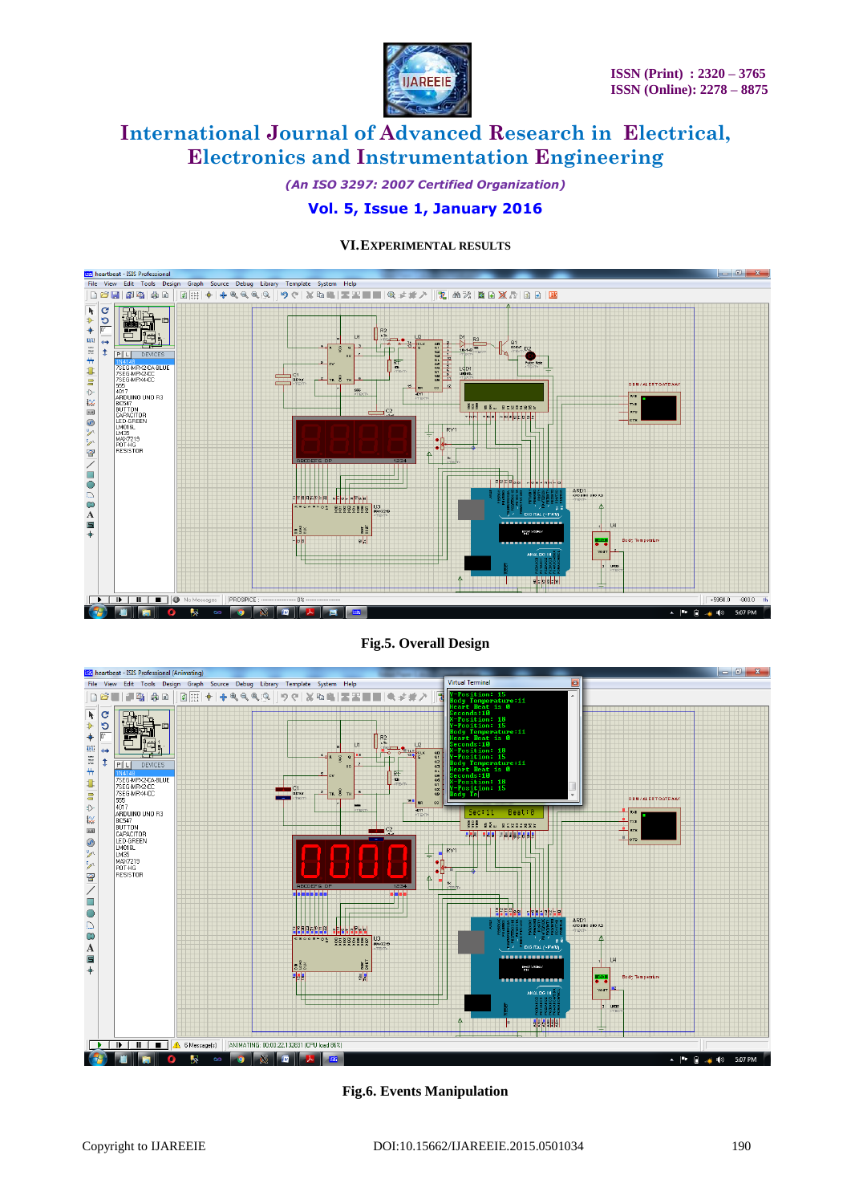## VI. EXPERIMENTAL RESULTS

Fig.5. Overall Design

Fig.6. Events Manipulation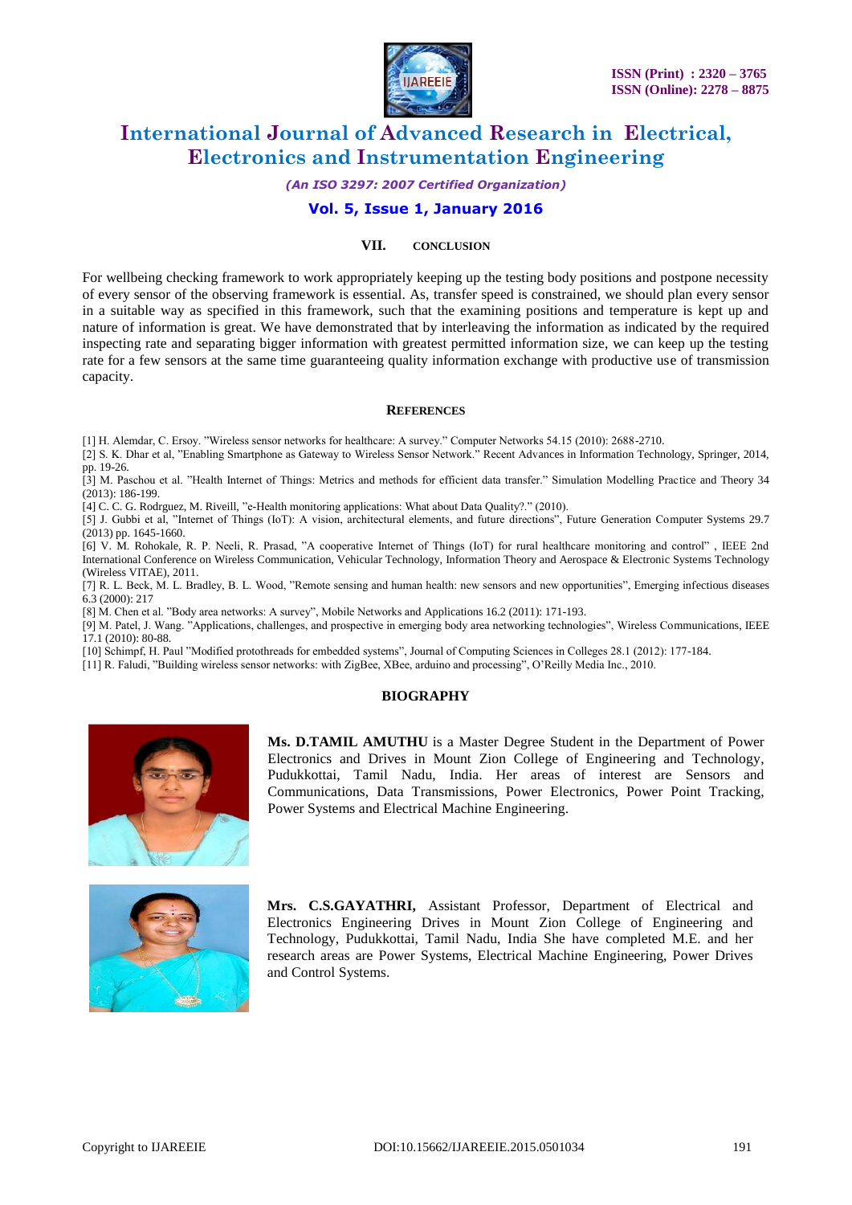## VII. CONCLUSION

For wellbeing checking framework to work appropriately keeping up the testing body positions and postpone necessity of every sensor of the observing framework is essential. As, transfer speed is constrained, we should plan every sensor in a suitable way as specified in this framework, such that the examining positions and temperature is kept up and nature of information is great. We have demonstrated that by interleaving the information as indicated by the required inspecting rate and separating bigger information with greatest permitted information size, we can keep up the testing rate for a few sensors at the same time guaranteeing quality information exchange with productive use of transmission capacity.

## REFERENCES

[1] H. Alemdar, C. Ersoy. "Wireless sensor networks for healthcare: A survey." Computer Networks 54.15 (2010): 2688-2710.

[2] S. K. Dhar et al, "Enabling Smartphone as Gateway to Wireless Sensor Network." Recent Advances in Information Technology, Springer, 2014, pp. 19-26.

[3] M. Paschou et al. "Health Internet of Things: Metrics and methods for efficient data transfer." Simulation Modelling Practice and Theory 34 (2013): 186-199.

[4] C. C. G. Rodrguez, M. Riveill, "e-Health monitoring applications: What about Data Quality?." (2010).

[5] J. Gubbi et al, "Internet of Things (IoT): A vision, architectural elements, and future directions", Future Generation Computer Systems 29.7 (2013) pp. 1645-1660.

[6] V. M. Rohokale, R. P. Neeli, R. Prasad, "A cooperative Internet of Things (IoT) for rural healthcare monitoring and control" , IEEE 2nd International Conference on Wireless Communication, Vehicular Technology, Information Theory and Aerospace & Electronic Systems Technology (Wireless VITAE), 2011.

[7] R. L. Beck, M. L. Bradley, B. L. Wood, "Remote sensing and human health: new sensors and new opportunities", Emerging infectious diseases 6.3 (2000): 217

[8] M. Chen et al. "Body area networks: A survey", Mobile Networks and Applications 16.2 (2011): 171-193.

[9] M. Patel, J. Wang. "Applications, challenges, and prospective in emerging body area networking technologies", Wireless Communications, IEEE 17.1 (2010): 80-88.

[10] Schimpf, H. Paul "Modified protothreads for embedded systems", Journal of Computing Sciences in Colleges 28.1 (2012): 177-184.

[11] R. Faludi, "Building wireless sensor networks: with ZigBee, XBee, arduino and processing", O'Reilly Media Inc., 2010.

## BIOGRAPHY

**Ms. D.TAMIL AMUTHU** is a Master Degree Student in the Department of Power Electronics and Drives in Mount Zion College of Engineering and Technology, Pudukkottai, Tamil Nadu, India. Her areas of interest are Sensors and Communications, Data Transmissions, Power Electronics, Power Point Tracking, Power Systems and Electrical Machine Engineering.

**Mrs. C.S.GAYATHRI,** Assistant Professor, Department of Electrical and Electronics Engineering Drives in Mount Zion College of Engineering and Technology, Pudukkottai, Tamil Nadu, India She have completed M.E. and her research areas are Power Systems, Electrical Machine Engineering, Power Drives and Control Systems.